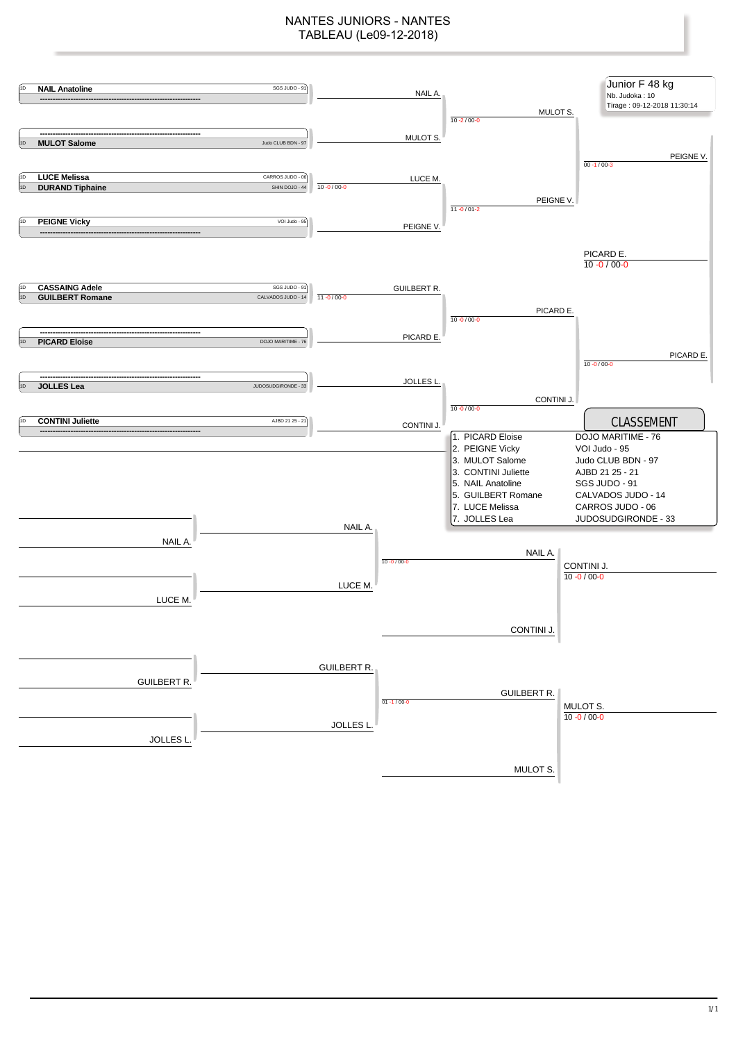# NANTES JUNIORS - NANTES
## TABLEAU (Le09-12-2018)

**Junior F 48 kg**
Nb. Judoka : 10
Tirage : 09-12-2018 11:30:14

### Tableau principal

| Judoka | Club |
|---|---|
| **NAIL Anatoline** | SGS JUDO - 91 |
| --- | |
| --- | |
| **MULOT Salome** | Judo CLUB BDN - 97 |
| **LUCE Melissa** | CARROS JUDO - 06 |
| **DURAND Tiphaine** | SHIN DOJO - 44 |
| **PEIGNE Vicky** | VOI Judo - 95 |
| --- | |
| **CASSAING Adele** | SGS JUDO - 91 |
| **GUILBERT Romane** | CALVADOS JUDO - 14 |
| --- | |
| **PICARD Eloise** | DOJO MARITIME - 76 |
| --- | |
| **JOLLES Lea** | JUDOSUDGIRONDE - 33 |
| **CONTINI Juliette** | AJBD 21 25 - 21 |
| --- | |

**Premier tour :**
- LUCE M. (10 -0 / 00-0) contre DURAND T.
- GUILBERT R. (11 -0 / 00-0) contre CASSAING A.

**Deuxième tour :**
- NAIL A.
- MULOT S.
- LUCE M.
- PEIGNE V.
- GUILBERT R.
- PICARD E.
- JOLLES L.
- CONTINI J.

**Quarts de finale :**
- MULOT S. (10 -2 / 00-0)
- PEIGNE V. (11 -0 / 01-2)
- PICARD E. (10 -0 / 00-0)
- CONTINI J. (10 -0 / 00-0)

**Demi-finales :**
- PEIGNE V. (00 -1 / 00-3)
- PICARD E. (10 -0 / 00-0)

**Finale :**
- PICARD E. 10 -0 / 00-0

### Repêchages

- NAIL A. contre LUCE M. → NAIL A. (10 -0 / 00-0)
- NAIL A. contre CONTINI J. → CONTINI J. 10 -0 / 00-0
- GUILBERT R. contre JOLLES L. → GUILBERT R. (01 -1 / 00-0)
- GUILBERT R. contre MULOT S. → MULOT S. 10 -0 / 00-0

### CLASSEMENT

| Rang | Judoka | Club |
|---|---|---|
| 1. | PICARD Eloise | DOJO MARITIME - 76 |
| 2. | PEIGNE Vicky | VOI Judo - 95 |
| 3. | MULOT Salome | Judo CLUB BDN - 97 |
| 3. | CONTINI Juliette | AJBD 21 25 - 21 |
| 5. | NAIL Anatoline | SGS JUDO - 91 |
| 5. | GUILBERT Romane | CALVADOS JUDO - 14 |
| 7. | LUCE Melissa | CARROS JUDO - 06 |
| 7. | JOLLES Lea | JUDOSUDGIRONDE - 33 |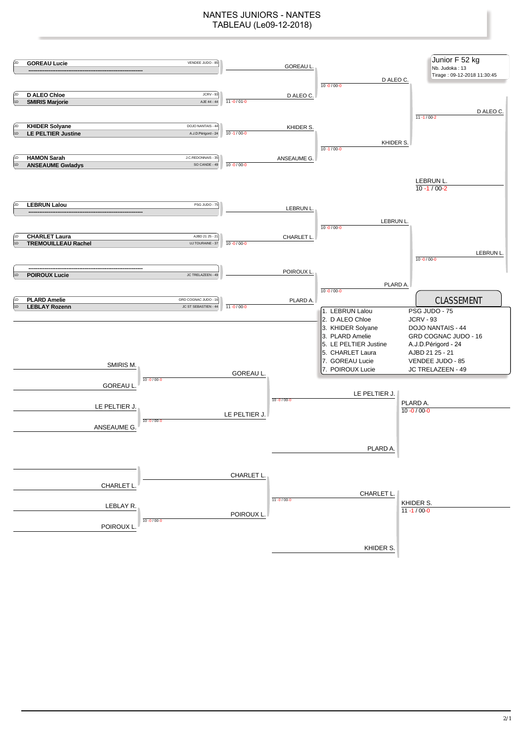# NANTES JUNIORS - NANTES
## TABLEAU (Le09-12-2018)

**Junior F 52 kg**
Nb. Judoka : 13
Tirage : 09-12-2018 11:30:45

### Tableau principal

| Combattant(s) | Club(s) | Tour 1 | Score | Tour 2 | Score | Demi-finale | Score | Finale |
|---|---|---|---|---|---|---|---|---|
| 2D **GOREAU Lucie** / ------ | VENDEE JUDO - 85 | GOREAU L. | | D ALEO C. | 10 -0 / 00-0 | D ALEO C. | 11 -1 / 00-2 | LEBRUN L. 10 -1 / 00-2 |
| 2D **D ALEO Chloe** / 1D **SMIRIS Marjorie** | JCRV - 93 / AJE 44 - 44 | D ALEO C. | 11 -0 / 01-0 | | | | | |
| 2D **KHIDER Solyane** / 1D **LE PELTIER Justine** | DOJO NANTAIS - 44 / A.J.D.Périgord - 24 | KHIDER S. | 10 -1 / 00-0 | KHIDER S. | 10 -1 / 00-0 | | | |
| 1D **HAMON Sarah** / 1D **ANSEAUME Gwladys** | J.C.REDONNAIS - 35 / SO CANDE - 49 | ANSEAUME G. | 10 -0 / 00-0 | | | | | |
| 2D **LEBRUN Lalou** / ------ | PSG JUDO - 75 | LEBRUN L. | | LEBRUN L. | 10 -0 / 00-0 | LEBRUN L. | 10 -0 / 00-0 | |
| 1D **CHARLET Laura** / 1D **TREMOUILLEAU Rachel** | AJBD 21 25 - 21 / UJ TOURAINE - 37 | CHARLET L. | 10 -0 / 00-0 | | | | | |
| ------ / 1D **POIROUX Lucie** | JC TRELAZEEN - 49 | POIROUX L. | | PLARD A. | 10 -0 / 00-0 | | | |
| 1D **PLARD Amelie** / 1D **LEBLAY Rozenn** | GRD COGNAC JUDO - 16 / JC ST SEBASTIEN - 44 | PLARD A. | 11 -0 / 00-0 | | | | | |

### CLASSEMENT

| Place | Nom | Club |
|---|---|---|
| 1. | LEBRUN Lalou | PSG JUDO - 75 |
| 2. | D ALEO Chloe | JCRV - 93 |
| 3. | KHIDER Solyane | DOJO NANTAIS - 44 |
| 3. | PLARD Amelie | GRD COGNAC JUDO - 16 |
| 5. | LE PELTIER Justine | A.J.D.Périgord - 24 |
| 5. | CHARLET Laura | AJBD 21 25 - 21 |
| 7. | GOREAU Lucie | VENDEE JUDO - 85 |
| 7. | POIROUX Lucie | JC TRELAZEEN - 49 |

### Repêchages

| Combat | Score | Vainqueur | Score | Vainqueur | Score | Repêché | Bronze |
|---|---|---|---|---|---|---|---|
| SMIRIS M. vs GOREAU L. | 10 -0 / 00-0 | GOREAU L. | 10 -0 / 00-0 | LE PELTIER J. | | vs PLARD A. | PLARD A. 10 -0 / 00-0 |
| LE PELTIER J. vs ANSEAUME G. | 10 -0 / 00-0 | LE PELTIER J. | | | | | |
| ------ vs CHARLET L. | | CHARLET L. | 11 -0 / 00-0 | CHARLET L. | | vs KHIDER S. | KHIDER S. 11 -1 / 00-0 |
| LEBLAY R. vs POIROUX L. | 10 -0 / 00-0 | POIROUX L. | | | | | |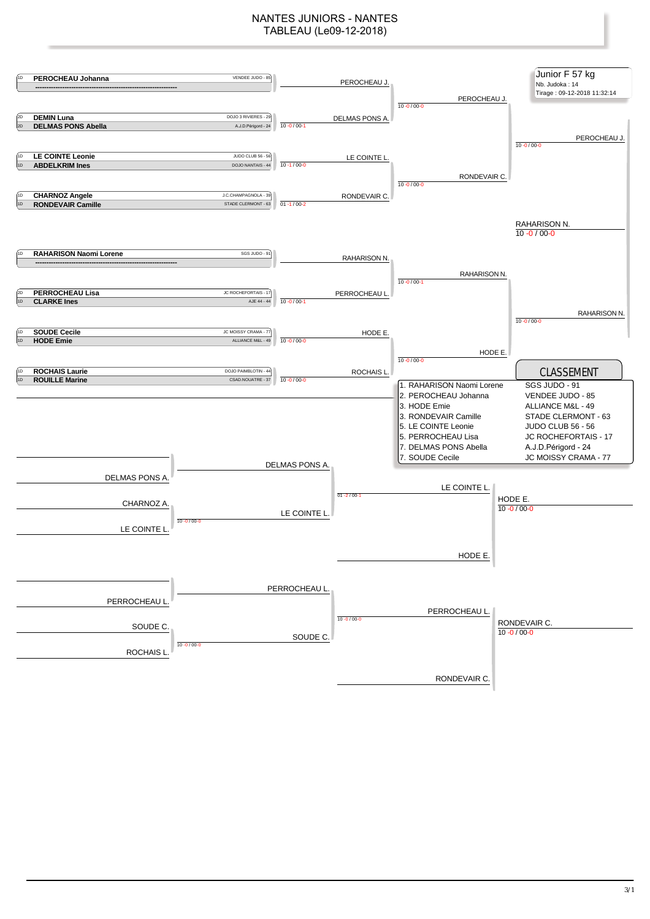# NANTES JUNIORS - NANTES
## TABLEAU (Le09-12-2018)

**Junior F 57 kg**
Nb. Judoka : 14
Tirage : 09-12-2018 11:32:14

### Tableau principal

| Tour 1 | Club | Score | Tour 2 | Score | Demi-finale | Score | Finale |
|---|---|---|---|---|---|---|---|
| 1D **PEROCHEAU Johanna** | VENDEE JUDO - 85 | | PEROCHEAU J. | 10 -0 / 00-0 | PEROCHEAU J. | 10 -0 / 00-0 | PEROCHEAU J. |
| ---------- | | | | | | | |
| 2D **DEMIN Luna** | DOJO 3 RIVIERES - 29 | | DELMAS PONS A. | | | | |
| 2D **DELMAS PONS Abella** | A.J.D.Périgord - 24 | 10 -0 / 00-1 | | | | | |
| 1D **LE COINTE Leonie** | JUDO CLUB 56 - 56 | | LE COINTE L. | 10 -0 / 00-0 | RONDEVAIR C. | | |
| 1D **ABDELKRIM Ines** | DOJO NANTAIS - 44 | 10 -1 / 00-0 | | | | | |
| 1D **CHARNOZ Angele** | J.C.CHAMPAGNOLA - 39 | | RONDEVAIR C. | | | | |
| 1D **RONDEVAIR Camille** | STADE CLERMONT - 63 | 01 -1 / 00-2 | | | | | |
| 1D **RAHARISON Naomi Lorene** | SGS JUDO - 91 | | RAHARISON N. | 10 -0 / 00-1 | RAHARISON N. | 10 -0 / 00-0 | RAHARISON N. |
| ---------- | | | | | | | |
| 2D **PERROCHEAU Lisa** | JC ROCHEFORTAIS - 17 | | PERROCHEAU L. | | | | |
| 1D **CLARKE Ines** | AJE 44 - 44 | 10 -0 / 00-1 | | | | | |
| 1D **SOUDE Cecile** | JC MOISSY CRAMA - 77 | | HODE E. | 10 -0 / 00-0 | HODE E. | | |
| 1D **HODE Emie** | ALLIANCE M&L - 49 | 10 -0 / 00-0 | | | | | |
| 1D **ROCHAIS Laurie** | DOJO PAIMBLOTIN - 44 | | ROCHAIS L. | | | | |
| 1D **ROUILLE Marine** | CSAD.NOUATRE - 37 | 10 -0 / 00-0 | | | | | |

Finale : RAHARISON N. — 10 -0 / 00-0

### Repêchages

| Tour 1 | Score | Tour 2 | Score | Tour 3 | Score | Bronze |
|---|---|---|---|---|---|---|
| | | DELMAS PONS A. | 01 -2 / 00-1 | LE COINTE L. | 10 -0 / 00-0 | HODE E. |
| DELMAS PONS A. | | | | | | |
| CHARNOZ A. | 10 -0 / 00-0 | LE COINTE L. | | | | |
| LE COINTE L. | | | | | | |
| | | | | HODE E. | | |
| | | PERROCHEAU L. | 10 -0 / 00-0 | PERROCHEAU L. | 10 -0 / 00-0 | RONDEVAIR C. |
| PERROCHEAU L. | | | | | | |
| SOUDE C. | 10 -0 / 00-0 | SOUDE C. | | | | |
| ROCHAIS L. | | | | | | |
| | | | | RONDEVAIR C. | | |

### CLASSEMENT

| Place | Nom | Club |
|---|---|---|
| 1. | RAHARISON Naomi Lorene | SGS JUDO - 91 |
| 2. | PEROCHEAU Johanna | VENDEE JUDO - 85 |
| 3. | HODE Emie | ALLIANCE M&L - 49 |
| 3. | RONDEVAIR Camille | STADE CLERMONT - 63 |
| 5. | LE COINTE Leonie | JUDO CLUB 56 - 56 |
| 5. | PERROCHEAU Lisa | JC ROCHEFORTAIS - 17 |
| 7. | DELMAS PONS Abella | A.J.D.Périgord - 24 |
| 7. | SOUDE Cecile | JC MOISSY CRAMA - 77 |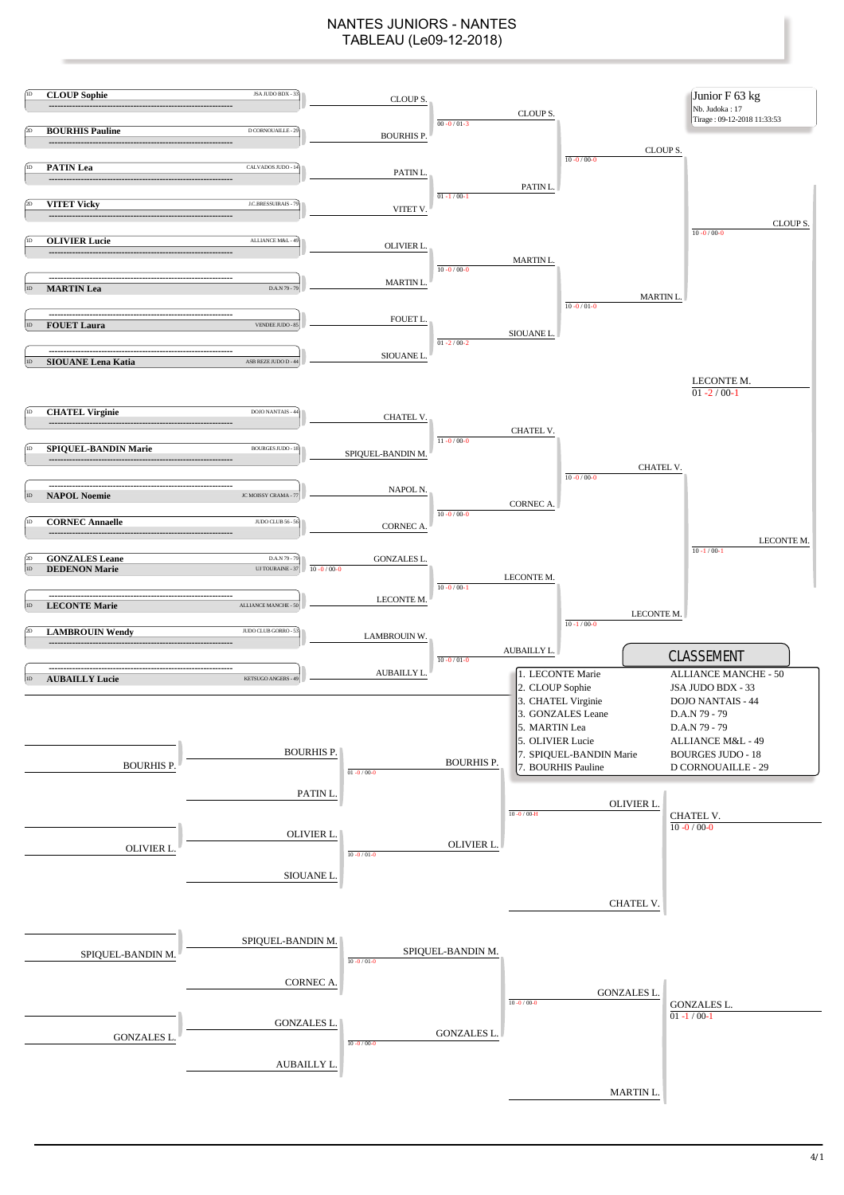# NANTES JUNIORS - NANTES
## TABLEAU (Le09-12-2018)

**Junior F 63 kg**
Nb. Judoka : 17
Tirage : 09-12-2018 11:33:53

### Tableau principal

| Combattant | Club | Tour 1 | Score | Tour 2 | Score | Tour 3 | Score | Demi | Score |
|---|---|---|---|---|---|---|---|---|---|
| CLOUP Sophie | JSA JUDO BDX - 33 | CLOUP S. | 00 -0 / 01-3 | CLOUP S. | 10 -0 / 00-0 | CLOUP S. | 10 -0 / 00-0 | CLOUP S. | |
| BOURHIS Pauline | D CORNOUAILLE - 29 | BOURHIS P. | | | | | | | |
| PATIN Lea | CALVADOS JUDO - 14 | PATIN L. | 01 -1 / 00-1 | PATIN L. | | | | | |
| VITET Vicky | J.C.BRESSUIRAIS - 79 | VITET V. | | | | | | | |
| OLIVIER Lucie | ALLIANCE M&L - 49 | OLIVIER L. | 10 -0 / 00-0 | MARTIN L. | 10 -0 / 01-0 | MARTIN L. | | | |
| MARTIN Lea | D.A.N 79 - 79 | MARTIN L. | | | | | | | |
| FOUET Laura | VENDEE JUDO - 85 | FOUET L. | 01 -2 / 00-2 | SIOUANE L. | | | | | |
| SIOUANE Lena Katia | ASB REZE JUDO D - 44 | SIOUANE L. | | | | | | | |
| CHATEL Virginie | DOJO NANTAIS - 44 | CHATEL V. | 11 -0 / 00-0 | CHATEL V. | 10 -0 / 00-0 | CHATEL V. | 10 -1 / 00-1 | LECONTE M. | |
| SPIQUEL-BANDIN Marie | BOURGES JUDO - 18 | SPIQUEL-BANDIN M. | | | | | | | |
| NAPOL Noemie | JC MOISSY CRAMA - 77 | NAPOL N. | 10 -0 / 00-0 | CORNEC A. | | | | | |
| CORNEC Annaelle | JUDO CLUB 56 - 56 | CORNEC A. | | | | | | | |
| GONZALES Leane | D.A.N 79 - 79 | GONZALES L. | 10 -0 / 00-1 | LECONTE M. | 10 -1 / 00-0 | LECONTE M. | | | |
| DEDENON Marie | UJ TOURAINE - 37 | (10 -0 / 00-0) | | | | | | | |
| LECONTE Marie | ALLIANCE MANCHE - 50 | LECONTE M. | | | | | | | |
| LAMBROUIN Wendy | JUDO CLUB GORRO - 53 | LAMBROUIN W. | 10 -0 / 01-0 | AUBAILLY L. | | | | | |
| AUBAILLY Lucie | KETSUGO ANGERS - 49 | AUBAILLY L. | | | | | | | |

**Finale :** LECONTE M. — 01 -2 / 00-1

### Repêchages

| Combattant | Tour 1 | Score | Tour 2 | Score | Tour 3 | Score | Finale | Score |
|---|---|---|---|---|---|---|---|---|
| BOURHIS P. | BOURHIS P. | 01 -0 / 00-0 | BOURHIS P. | 10 -0 / 00-H | OLIVIER L. | | CHATEL V. | 10 -0 / 00-0 |
| | PATIN L. | | | | | | | |
| OLIVIER L. | OLIVIER L. | 10 -0 / 01-0 | OLIVIER L. | | | | | |
| | SIOUANE L. | | | | | | | |
| | | | | | CHATEL V. | | | |
| SPIQUEL-BANDIN M. | SPIQUEL-BANDIN M. | 10 -0 / 01-0 | SPIQUEL-BANDIN M. | 10 -0 / 00-0 | GONZALES L. | | GONZALES L. | 01 -1 / 00-1 |
| | CORNEC A. | | | | | | | |
| GONZALES L. | GONZALES L. | 10 -0 / 00-0 | GONZALES L. | | | | | |
| | AUBAILLY L. | | | | | | | |
| | | | | | MARTIN L. | | | |

### CLASSEMENT

| Rang | Nom | Club |
|---|---|---|
| 1. | LECONTE Marie | ALLIANCE MANCHE - 50 |
| 2. | CLOUP Sophie | JSA JUDO BDX - 33 |
| 3. | CHATEL Virginie | DOJO NANTAIS - 44 |
| 3. | GONZALES Leane | D.A.N 79 - 79 |
| 5. | MARTIN Lea | D.A.N 79 - 79 |
| 5. | OLIVIER Lucie | ALLIANCE M&L - 49 |
| 7. | SPIQUEL-BANDIN Marie | BOURGES JUDO - 18 |
| 7. | BOURHIS Pauline | D CORNOUAILLE - 29 |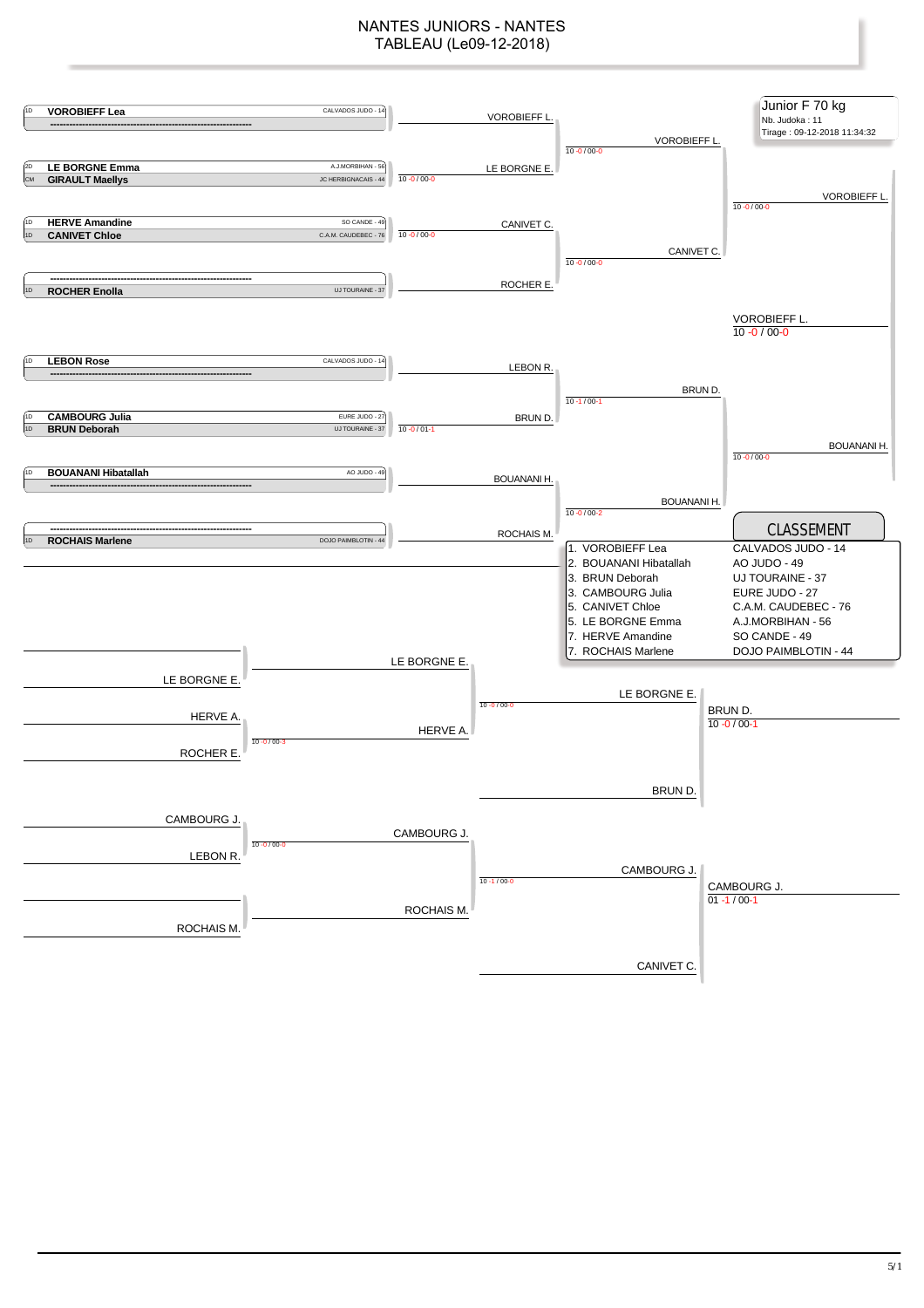# NANTES JUNIORS - NANTES

## TABLEAU (Le09-12-2018)

**Junior F 70 kg**
Nb. Judoka : 11
Tirage : 09-12-2018 11:34:32

### Tableau principal

| Grade | Judoka | Club |
|---|---|---|
| 1D | **VOROBIEFF Lea** | CALVADOS JUDO - 14 |
| | ---------------------------------------------------------------- | |
| 2D | **LE BORGNE Emma** | A.J.MORBIHAN - 56 |
| CM | **GIRAULT Maellys** | JC HERBIGNACAIS - 44 |
| 1D | **HERVE Amandine** | SO CANDE - 49 |
| 1D | **CANIVET Chloe** | C.A.M. CAUDEBEC - 76 |
| | ---------------------------------------------------------------- | |
| 1D | **ROCHER Enolla** | UJ TOURAINE - 37 |
| 1D | **LEBON Rose** | CALVADOS JUDO - 14 |
| | ---------------------------------------------------------------- | |
| 1D | **CAMBOURG Julia** | EURE JUDO - 27 |
| 1D | **BRUN Deborah** | UJ TOURAINE - 37 |
| 1D | **BOUANANI Hibatallah** | AO JUDO - 49 |
| | ---------------------------------------------------------------- | |
| | ---------------------------------------------------------------- | |
| 1D | **ROCHAIS Marlene** | DOJO PAIMBLOTIN - 44 |

Premier tour :
- VOROBIEFF L.
- LE BORGNE E. — 10 -0 / 00-0
- CANIVET C. — 10 -0 / 00-0
- ROCHER E.
- LEBON R.
- BRUN D. — 10 -0 / 01-1
- BOUANANI H.
- ROCHAIS M.

Quarts de finale :
- VOROBIEFF L. — 10 -0 / 00-0
- CANIVET C. — 10 -0 / 00-0
- BRUN D. — 10 -1 / 00-1
- BOUANANI H. — 10 -0 / 00-2

Demi-finales :
- VOROBIEFF L. — 10 -0 / 00-0
- BOUANANI H. — 10 -0 / 00-0

Finale :
- VOROBIEFF L. — 10 -0 / 00-0

### Repêchages

- LE BORGNE E.
- HERVE A.
- ROCHER E.
- HERVE A. — 10 -0 / 00-3
- LE BORGNE E. — 10 -0 / 00-0
- BRUN D.
- **BRUN D.** — 10 -0 / 00-1

- CAMBOURG J.
- LEBON R.
- CAMBOURG J. — 10 -0 / 00-0
- ROCHAIS M.
- CAMBOURG J. — 10 -1 / 00-0
- CANIVET C.
- **CAMBOURG J.** — 01 -1 / 00-1

### CLASSEMENT

| Place | Judoka | Club |
|---|---|---|
| 1. | VOROBIEFF Lea | CALVADOS JUDO - 14 |
| 2. | BOUANANI Hibatallah | AO JUDO - 49 |
| 3. | BRUN Deborah | UJ TOURAINE - 37 |
| 3. | CAMBOURG Julia | EURE JUDO - 27 |
| 5. | CANIVET Chloe | C.A.M. CAUDEBEC - 76 |
| 5. | LE BORGNE Emma | A.J.MORBIHAN - 56 |
| 7. | HERVE Amandine | SO CANDE - 49 |
| 7. | ROCHAIS Marlene | DOJO PAIMBLOTIN - 44 |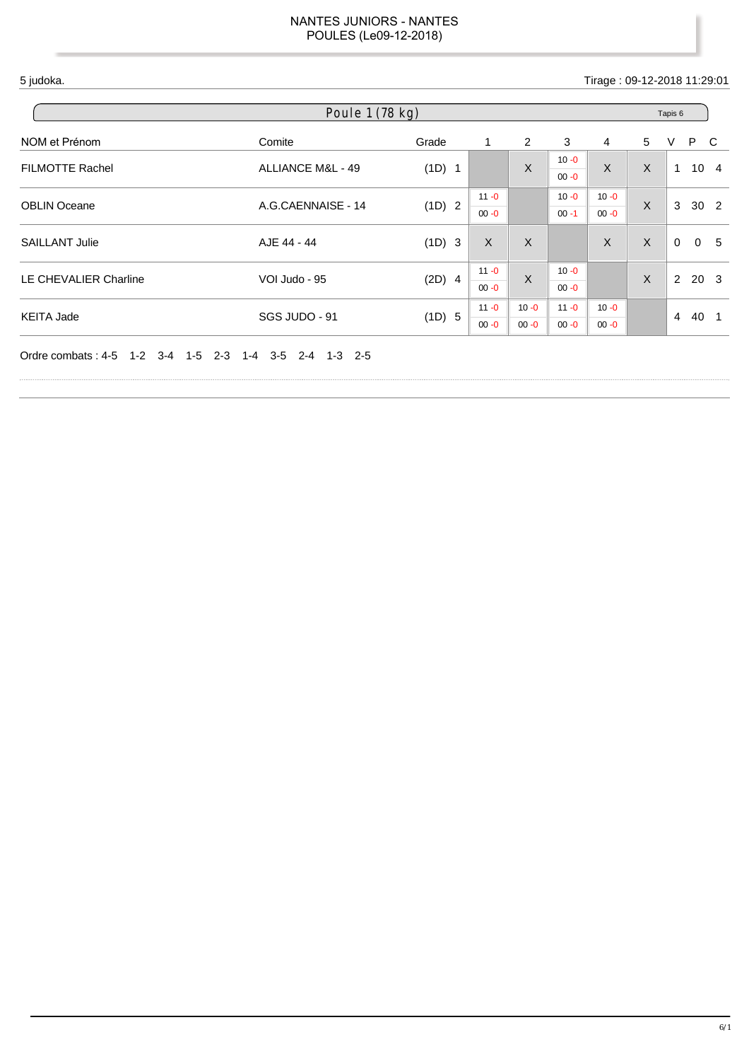NANTES JUNIORS - NANTES
POULES (Le09-12-2018)

5 judoka.

Tirage : 09-12-2018 11:29:01

## Poule 1 (78 kg)

Tapis 6

| NOM et Prénom | Comite | Grade | 1 | 2 | 3 | 4 | 5 | V | P | C |
|---|---|---|---|---|---|---|---|---|---|---|
| FILMOTTE Rachel | ALLIANCE M&L - 49 | (1D) 1 | | X | 10 -0 / 00 -0 | X | X | 1 | 10 | 4 |
| OBLIN Oceane | A.G.CAENNAISE - 14 | (1D) 2 | 11 -0 / 00 -0 | | 10 -0 / 00 -1 | 10 -0 / 00 -0 | X | 3 | 30 | 2 |
| SAILLANT Julie | AJE 44 - 44 | (1D) 3 | X | X | | X | X | 0 | 0 | 5 |
| LE CHEVALIER Charline | VOI Judo - 95 | (2D) 4 | 11 -0 / 00 -0 | X | 10 -0 / 00 -0 | | X | 2 | 20 | 3 |
| KEITA Jade | SGS JUDO - 91 | (1D) 5 | 11 -0 / 00 -0 | 10 -0 / 00 -0 | 11 -0 / 00 -0 | 10 -0 / 00 -0 | | 4 | 40 | 1 |

Ordre combats : 4-5 1-2 3-4 1-5 2-3 1-4 3-5 2-4 1-3 2-5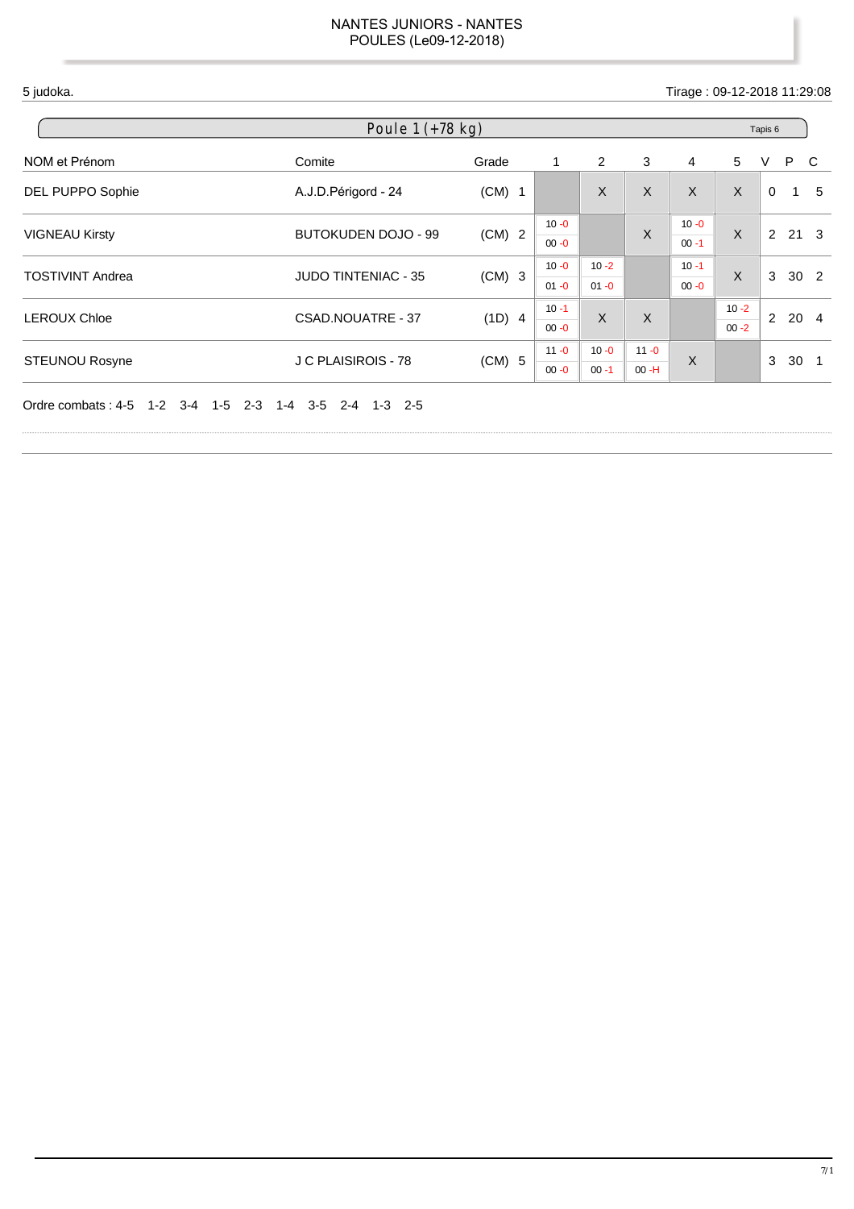NANTES JUNIORS - NANTES
POULES (Le09-12-2018)

5 judoka.

Tirage : 09-12-2018 11:29:08

## Poule 1 (+78 kg)

Tapis 6

| NOM et Prénom | Comite | Grade | 1 | 2 | 3 | 4 | 5 | V | P | C |
|---|---|---|---|---|---|---|---|---|---|---|
| DEL PUPPO Sophie | A.J.D.Périgord - 24 | (CM) 1 | | X | X | X | X | 0 | 1 | 5 |
| VIGNEAU Kirsty | BUTOKUDEN DOJO - 99 | (CM) 2 | 10 -0 / 00 -0 | | X | 10 -0 / 00 -1 | X | 2 | 21 | 3 |
| TOSTIVINT Andrea | JUDO TINTENIAC - 35 | (CM) 3 | 10 -0 / 01 -0 | 10 -2 / 01 -0 | | 10 -1 / 00 -0 | X | 3 | 30 | 2 |
| LEROUX Chloe | CSAD.NOUATRE - 37 | (1D) 4 | 10 -1 / 00 -0 | X | X | | 10 -2 / 00 -2 | 2 | 20 | 4 |
| STEUNOU Rosyne | J C PLAISIROIS - 78 | (CM) 5 | 11 -0 / 00 -0 | 10 -0 / 00 -1 | 11 -0 / 00 -H | X | | 3 | 30 | 1 |

Ordre combats : 4-5 1-2 3-4 1-5 2-3 1-4 3-5 2-4 1-3 2-5